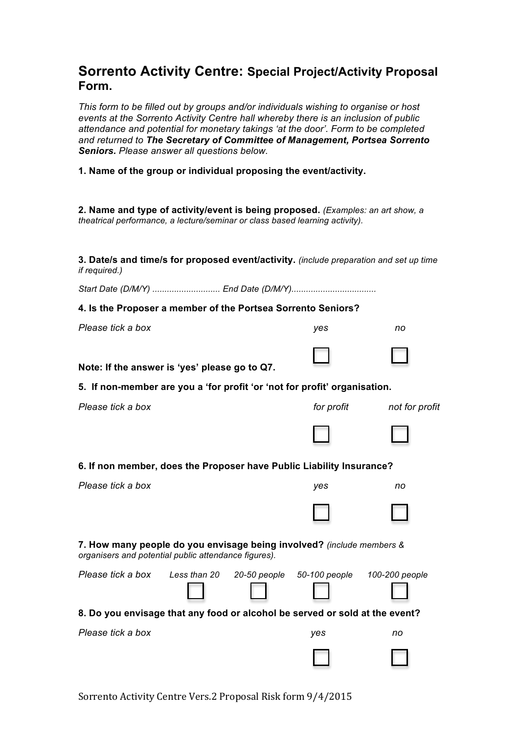# Sorrento Activity Centre: Special Project/Activity Proposal Form.

*This form to be filled out by groups and/or individuals wishing to organise or host events at the Sorrento Activity Centre hall whereby there is an inclusion of public attendance and potential for monetary takings 'at the door'. Form to be completed and returned to* ***The Secretary of Committee of Management, Portsea Sorrento Seniors.*** *Please answer all questions below.*

**1. Name of the group or individual proposing the event/activity.**

**2. Name and type of activity/event is being proposed.** *(Examples: an art show, a theatrical performance, a lecture/seminar or class based learning activity).*

**3. Date/s and time/s for proposed event/activity.** *(include preparation and set up time if required.)*

*Start Date (D/M/Y) ............................ End Date (D/M/Y)...................................*

**4. Is the Proposer a member of the Portsea Sorrento Seniors?**

| *Please tick a box* | *yes* | *no* |
|---|---|---|
| | ☐ | ☐ |

**Note: If the answer is 'yes' please go to Q7.**

**5. If non-member are you a 'for profit 'or 'not for profit' organisation.**

| *Please tick a box* | *for profit* | *not for profit* |
|---|---|---|
| | ☐ | ☐ |

**6. If non member, does the Proposer have Public Liability Insurance?**

| *Please tick a box* | *yes* | *no* |
|---|---|---|
| | ☐ | ☐ |

**7. How many people do you envisage being involved?** *(include members & organisers and potential public attendance figures).*

| *Please tick a box* | *Less than 20* | *20-50 people* | *50-100 people* | *100-200 people* |
|---|---|---|---|---|
| | ☐ | ☐ | ☐ | ☐ |

**8. Do you envisage that any food or alcohol be served or sold at the event?**

| *Please tick a box* | *yes* | *no* |
|---|---|---|
| | ☐ | ☐ |

Sorrento Activity Centre Vers.2 Proposal Risk form 9/4/2015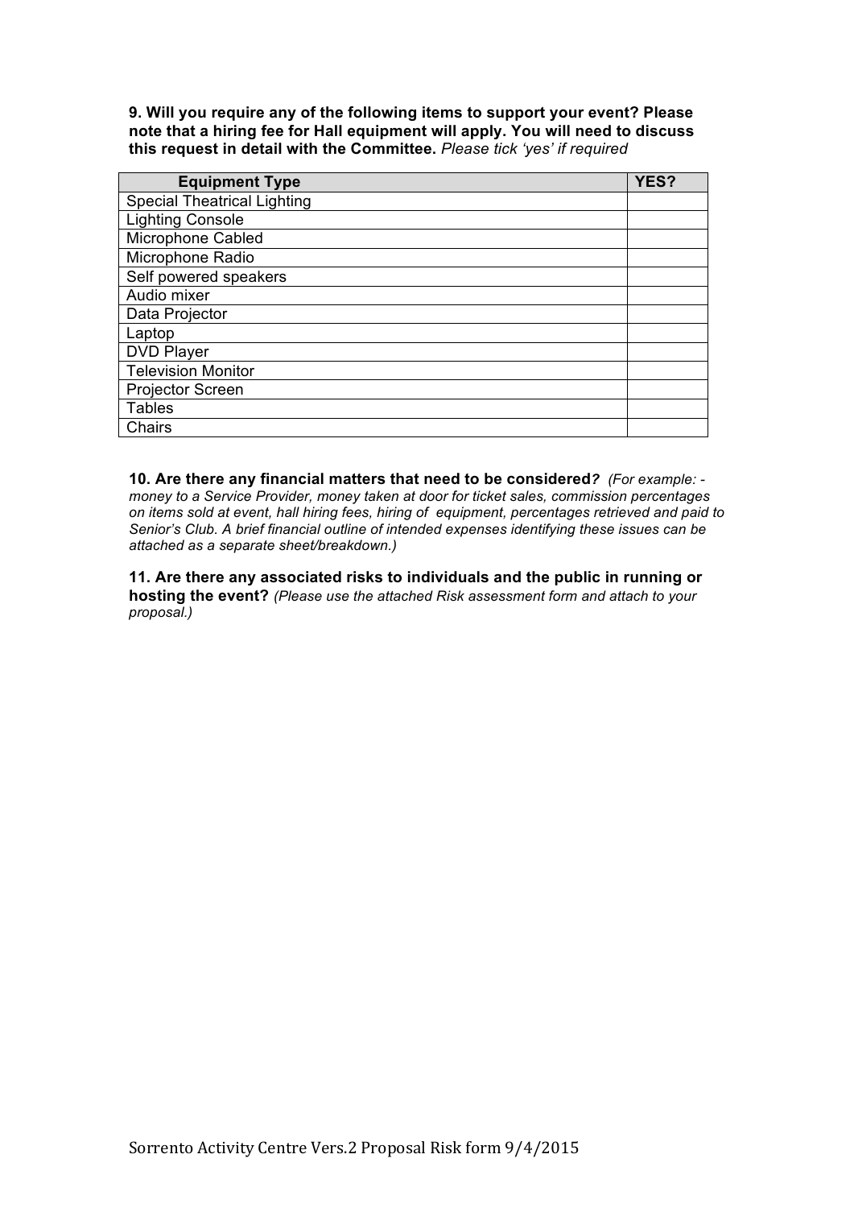**9. Will you require any of the following items to support your event? Please note that a hiring fee for Hall equipment will apply. You will need to discuss this request in detail with the Committee.** *Please tick 'yes' if required*

| Equipment Type | YES? |
|---|---|
| Special Theatrical Lighting | |
| Lighting Console | |
| Microphone Cabled | |
| Microphone Radio | |
| Self powered speakers | |
| Audio mixer | |
| Data Projector | |
| Laptop | |
| DVD Player | |
| Television Monitor | |
| Projector Screen | |
| Tables | |
| Chairs | |

**10. Are there any financial matters that need to be considered?** *(For example: - money to a Service Provider, money taken at door for ticket sales, commission percentages on items sold at event, hall hiring fees, hiring of equipment, percentages retrieved and paid to Senior's Club. A brief financial outline of intended expenses identifying these issues can be attached as a separate sheet/breakdown.)*

**11. Are there any associated risks to individuals and the public in running or hosting the event?** *(Please use the attached Risk assessment form and attach to your proposal.)*